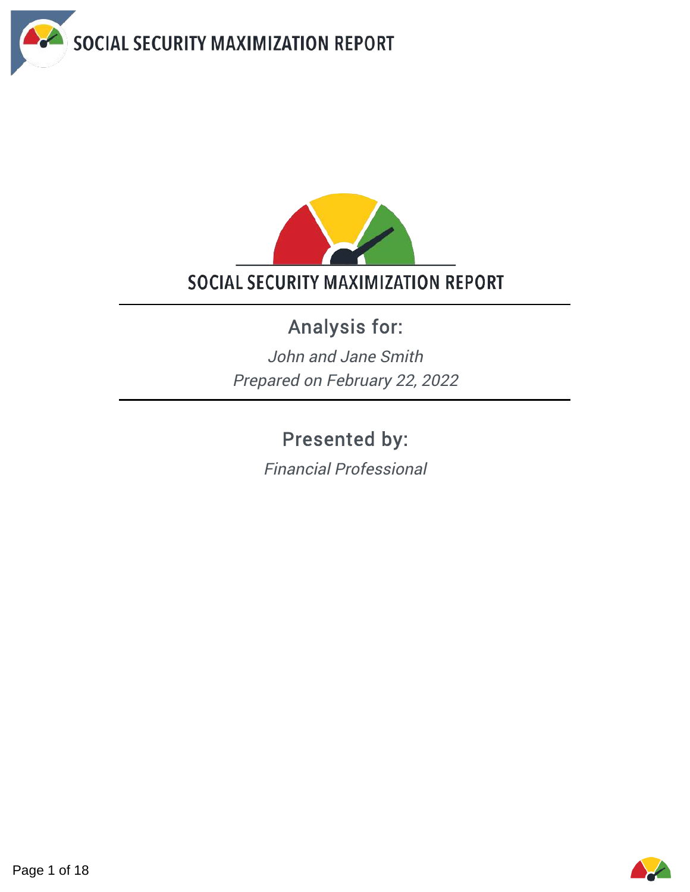# SOCIAL SECURITY MAXIMIZATION REPORT

## Analysis for:

*John and Jane Smith*

*Prepared on February 22, 2022*

## Presented by:

*Financial Professional*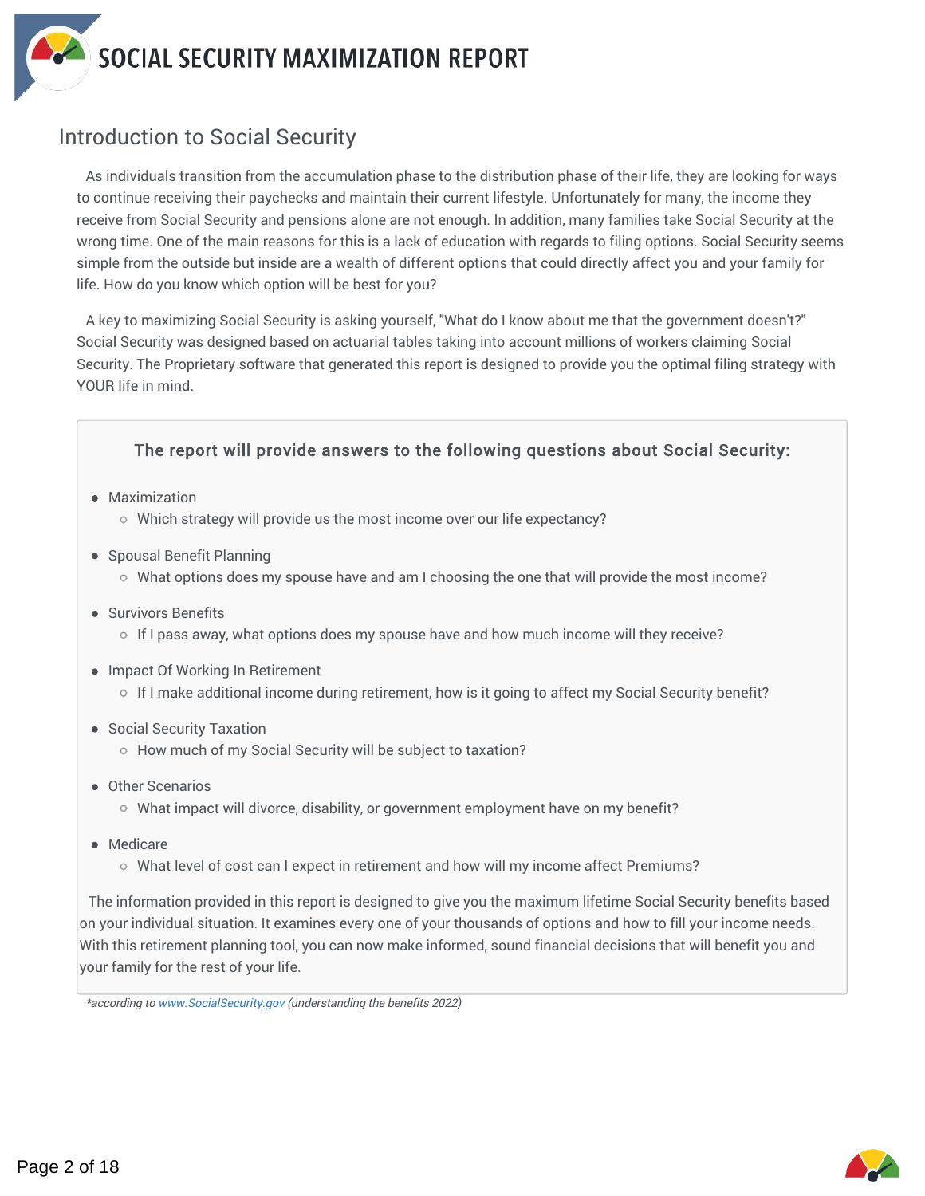# SOCIAL SECURITY MAXIMIZATION REPORT

## Introduction to Social Security

As individuals transition from the accumulation phase to the distribution phase of their life, they are looking for ways to continue receiving their paychecks and maintain their current lifestyle. Unfortunately for many, the income they receive from Social Security and pensions alone are not enough. In addition, many families take Social Security at the wrong time. One of the main reasons for this is a lack of education with regards to filing options. Social Security seems simple from the outside but inside are a wealth of different options that could directly affect you and your family for life. How do you know which option will be best for you?

A key to maximizing Social Security is asking yourself, "What do I know about me that the government doesn't?" Social Security was designed based on actuarial tables taking into account millions of workers claiming Social Security. The Proprietary software that generated this report is designed to provide you the optimal filing strategy with YOUR life in mind.

### The report will provide answers to the following questions about Social Security:

- Maximization
  - Which strategy will provide us the most income over our life expectancy?
- Spousal Benefit Planning
  - What options does my spouse have and am I choosing the one that will provide the most income?
- Survivors Benefits
  - If I pass away, what options does my spouse have and how much income will they receive?
- Impact Of Working In Retirement
  - If I make additional income during retirement, how is it going to affect my Social Security benefit?
- Social Security Taxation
  - How much of my Social Security will be subject to taxation?
- Other Scenarios
  - What impact will divorce, disability, or government employment have on my benefit?
- Medicare
  - What level of cost can I expect in retirement and how will my income affect Premiums?

The information provided in this report is designed to give you the maximum lifetime Social Security benefits based on your individual situation. It examines every one of your thousands of options and how to fill your income needs. With this retirement planning tool, you can now make informed, sound financial decisions that will benefit you and your family for the rest of your life.

*\*according to www.SocialSecurity.gov (understanding the benefits 2022)*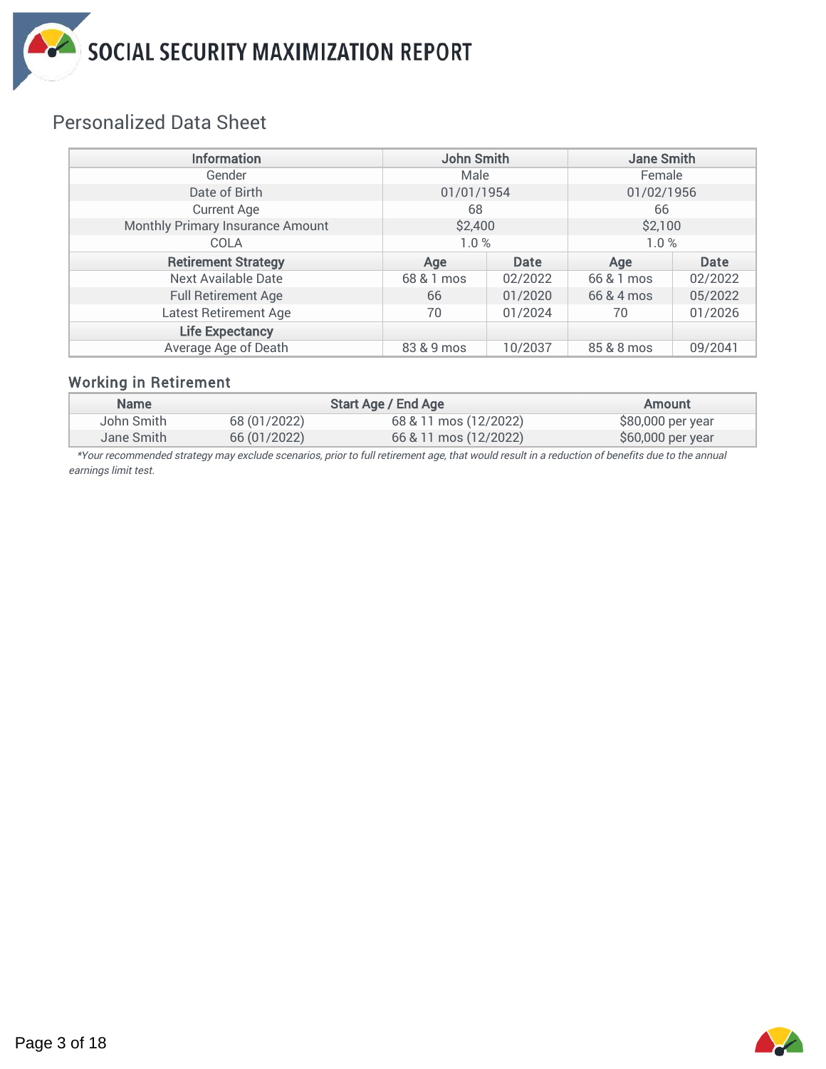# SOCIAL SECURITY MAXIMIZATION REPORT

## Personalized Data Sheet

| Information | John Smith | | Jane Smith | |
|---|---|---|---|---|
| Gender | Male | | Female | |
| Date of Birth | 01/01/1954 | | 01/02/1956 | |
| Current Age | 68 | | 66 | |
| Monthly Primary Insurance Amount | $2,400 | | $2,100 | |
| COLA | 1.0 % | | 1.0 % | |
| **Retirement Strategy** | **Age** | **Date** | **Age** | **Date** |
| Next Available Date | 68 & 1 mos | 02/2022 | 66 & 1 mos | 02/2022 |
| Full Retirement Age | 66 | 01/2020 | 66 & 4 mos | 05/2022 |
| Latest Retirement Age | 70 | 01/2024 | 70 | 01/2026 |
| **Life Expectancy** | | | | |
| Average Age of Death | 83 & 9 mos | 10/2037 | 85 & 8 mos | 09/2041 |

### Working in Retirement

| Name | Start Age / End Age | | Amount |
|---|---|---|---|
| John Smith | 68 (01/2022) | 68 & 11 mos (12/2022) | $80,000 per year |
| Jane Smith | 66 (01/2022) | 66 & 11 mos (12/2022) | $60,000 per year |

*\*Your recommended strategy may exclude scenarios, prior to full retirement age, that would result in a reduction of benefits due to the annual earnings limit test.*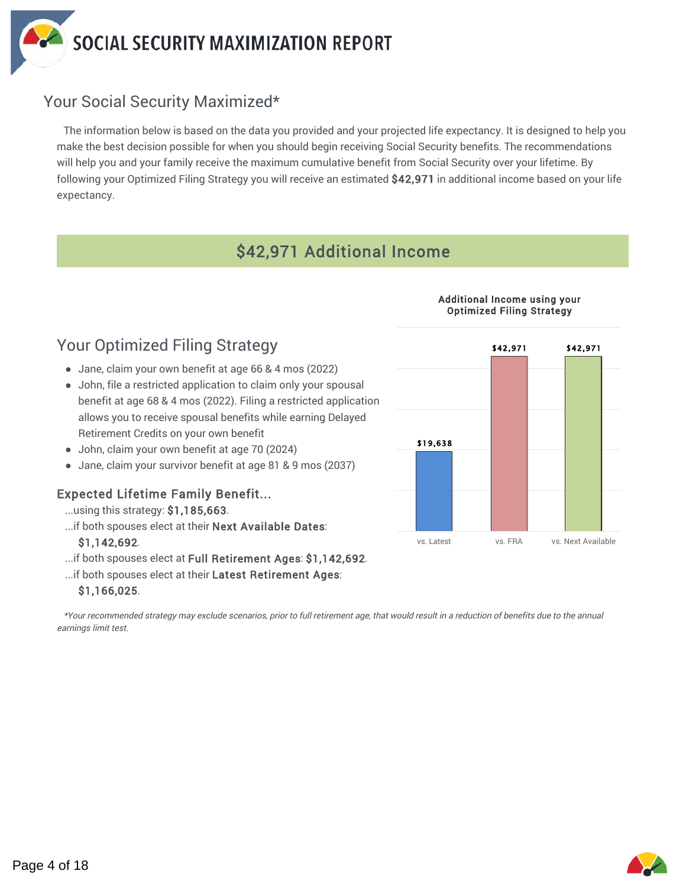# SOCIAL SECURITY MAXIMIZATION REPORT

## Your Social Security Maximized*

The information below is based on the data you provided and your projected life expectancy. It is designed to help you make the best decision possible for when you should begin receiving Social Security benefits. The recommendations will help you and your family receive the maximum cumulative benefit from Social Security over your lifetime. By following your Optimized Filing Strategy you will receive an estimated **$42,971** in additional income based on your life expectancy.

**$42,971 Additional Income**

### Your Optimized Filing Strategy

- Jane, claim your own benefit at age 66 & 4 mos (2022)
- John, file a restricted application to claim only your spousal benefit at age 68 & 4 mos (2022). Filing a restricted application allows you to receive spousal benefits while earning Delayed Retirement Credits on your own benefit
- John, claim your own benefit at age 70 (2024)
- Jane, claim your survivor benefit at age 81 & 9 mos (2037)

**Expected Lifetime Family Benefit...**

...using this strategy: **$1,185,663**.

...if both spouses elect at their **Next Available Dates**: **$1,142,692**.

...if both spouses elect at **Full Retirement Ages**: **$1,142,692**.

...if both spouses elect at their **Latest Retirement Ages**: **$1,166,025**.

**Additional Income using your Optimized Filing Strategy**

| | Additional Income |
|---|---|
| vs. Latest | $19,638 |
| vs. FRA | $42,971 |
| vs. Next Available | $42,971 |

*\*Your recommended strategy may exclude scenarios, prior to full retirement age, that would result in a reduction of benefits due to the annual earnings limit test.*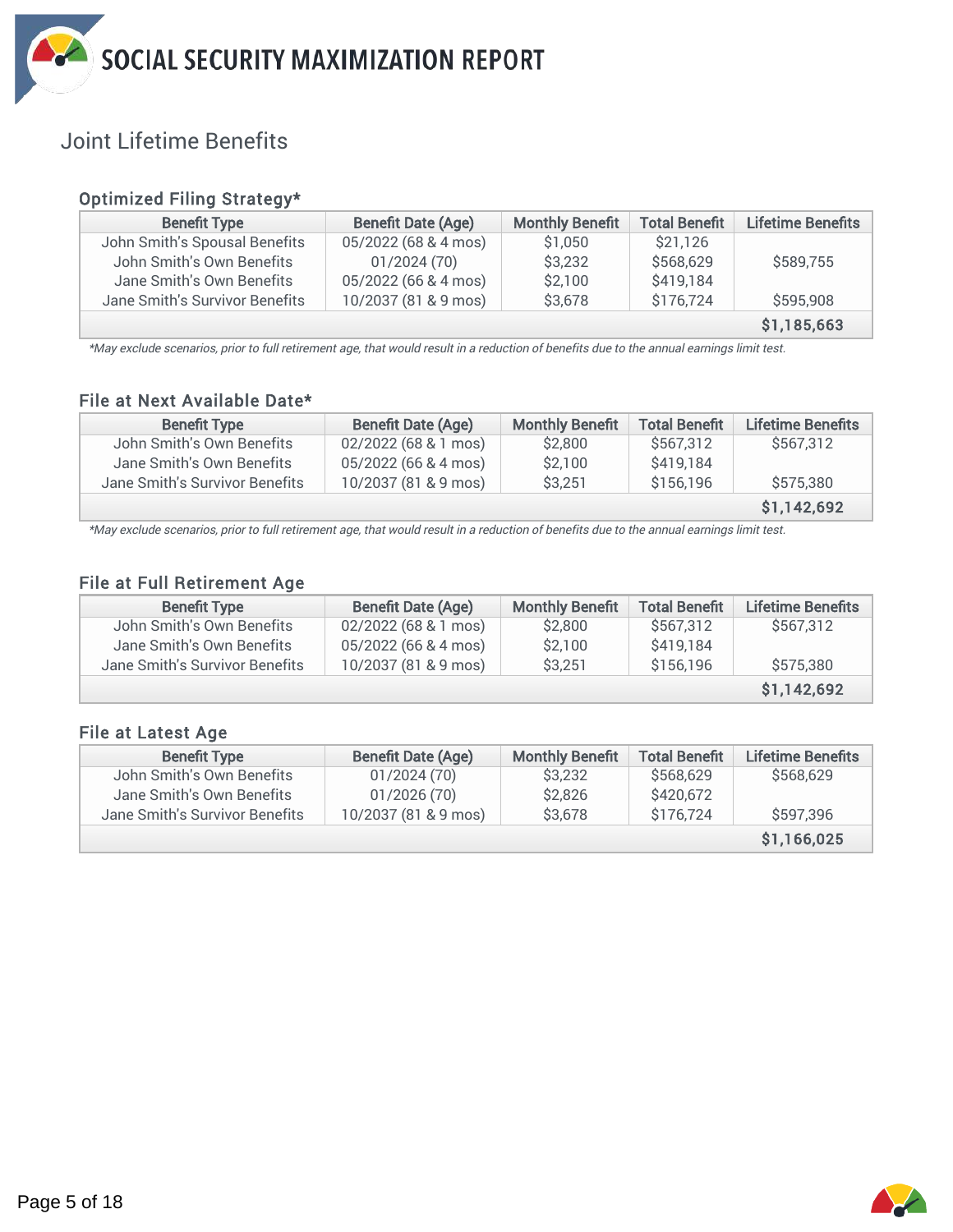# SOCIAL SECURITY MAXIMIZATION REPORT

## Joint Lifetime Benefits

### Optimized Filing Strategy*

| Benefit Type | Benefit Date (Age) | Monthly Benefit | Total Benefit | Lifetime Benefits |
|---|---|---|---|---|
| John Smith's Spousal Benefits | 05/2022 (68 & 4 mos) | $1,050 | $21,126 | |
| John Smith's Own Benefits | 01/2024 (70) | $3,232 | $568,629 | $589,755 |
| Jane Smith's Own Benefits | 05/2022 (66 & 4 mos) | $2,100 | $419,184 | |
| Jane Smith's Survivor Benefits | 10/2037 (81 & 9 mos) | $3,678 | $176,724 | $595,908 |
| | | | | **$1,185,663** |

*May exclude scenarios, prior to full retirement age, that would result in a reduction of benefits due to the annual earnings limit test.*

### File at Next Available Date*

| Benefit Type | Benefit Date (Age) | Monthly Benefit | Total Benefit | Lifetime Benefits |
|---|---|---|---|---|
| John Smith's Own Benefits | 02/2022 (68 & 1 mos) | $2,800 | $567,312 | $567,312 |
| Jane Smith's Own Benefits | 05/2022 (66 & 4 mos) | $2,100 | $419,184 | |
| Jane Smith's Survivor Benefits | 10/2037 (81 & 9 mos) | $3,251 | $156,196 | $575,380 |
| | | | | **$1,142,692** |

*May exclude scenarios, prior to full retirement age, that would result in a reduction of benefits due to the annual earnings limit test.*

### File at Full Retirement Age

| Benefit Type | Benefit Date (Age) | Monthly Benefit | Total Benefit | Lifetime Benefits |
|---|---|---|---|---|
| John Smith's Own Benefits | 02/2022 (68 & 1 mos) | $2,800 | $567,312 | $567,312 |
| Jane Smith's Own Benefits | 05/2022 (66 & 4 mos) | $2,100 | $419,184 | |
| Jane Smith's Survivor Benefits | 10/2037 (81 & 9 mos) | $3,251 | $156,196 | $575,380 |
| | | | | **$1,142,692** |

### File at Latest Age

| Benefit Type | Benefit Date (Age) | Monthly Benefit | Total Benefit | Lifetime Benefits |
|---|---|---|---|---|
| John Smith's Own Benefits | 01/2024 (70) | $3,232 | $568,629 | $568,629 |
| Jane Smith's Own Benefits | 01/2026 (70) | $2,826 | $420,672 | |
| Jane Smith's Survivor Benefits | 10/2037 (81 & 9 mos) | $3,678 | $176,724 | $597,396 |
| | | | | **$1,166,025** |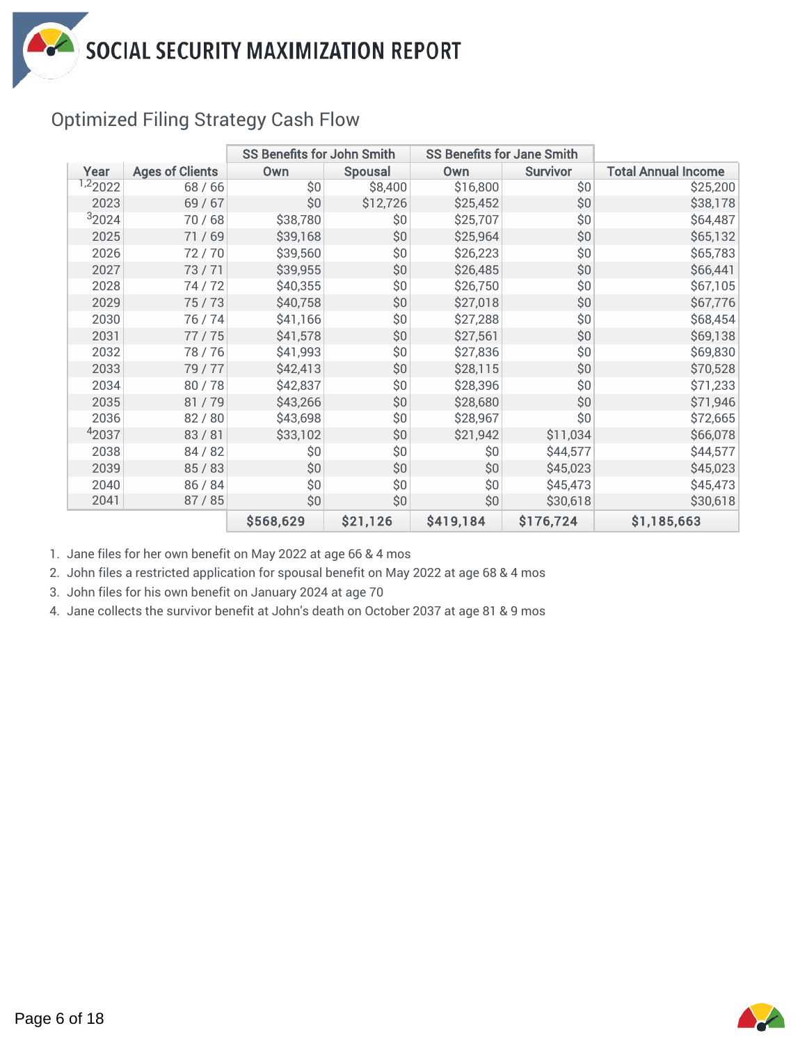# SOCIAL SECURITY MAXIMIZATION REPORT

## Optimized Filing Strategy Cash Flow

| | | SS Benefits for John Smith | | SS Benefits for Jane Smith | | |
|---|---|---|---|---|---|---|
| Year | Ages of Clients | Own | Spousal | Own | Survivor | Total Annual Income |
| [1,2]2022 | 68 / 66 | $0 | $8,400 | $16,800 | $0 | $25,200 |
| 2023 | 69 / 67 | $0 | $12,726 | $25,452 | $0 | $38,178 |
| [3]2024 | 70 / 68 | $38,780 | $0 | $25,707 | $0 | $64,487 |
| 2025 | 71 / 69 | $39,168 | $0 | $25,964 | $0 | $65,132 |
| 2026 | 72 / 70 | $39,560 | $0 | $26,223 | $0 | $65,783 |
| 2027 | 73 / 71 | $39,955 | $0 | $26,485 | $0 | $66,441 |
| 2028 | 74 / 72 | $40,355 | $0 | $26,750 | $0 | $67,105 |
| 2029 | 75 / 73 | $40,758 | $0 | $27,018 | $0 | $67,776 |
| 2030 | 76 / 74 | $41,166 | $0 | $27,288 | $0 | $68,454 |
| 2031 | 77 / 75 | $41,578 | $0 | $27,561 | $0 | $69,138 |
| 2032 | 78 / 76 | $41,993 | $0 | $27,836 | $0 | $69,830 |
| 2033 | 79 / 77 | $42,413 | $0 | $28,115 | $0 | $70,528 |
| 2034 | 80 / 78 | $42,837 | $0 | $28,396 | $0 | $71,233 |
| 2035 | 81 / 79 | $43,266 | $0 | $28,680 | $0 | $71,946 |
| 2036 | 82 / 80 | $43,698 | $0 | $28,967 | $0 | $72,665 |
| [4]2037 | 83 / 81 | $33,102 | $0 | $21,942 | $11,034 | $66,078 |
| 2038 | 84 / 82 | $0 | $0 | $0 | $44,577 | $44,577 |
| 2039 | 85 / 83 | $0 | $0 | $0 | $45,023 | $45,023 |
| 2040 | 86 / 84 | $0 | $0 | $0 | $45,473 | $45,473 |
| 2041 | 87 / 85 | $0 | $0 | $0 | $30,618 | $30,618 |
| | | **$568,629** | **$21,126** | **$419,184** | **$176,724** | **$1,185,663** |

1. Jane files for her own benefit on May 2022 at age 66 & 4 mos
2. John files a restricted application for spousal benefit on May 2022 at age 68 & 4 mos
3. John files for his own benefit on January 2024 at age 70
4. Jane collects the survivor benefit at John's death on October 2037 at age 81 & 9 mos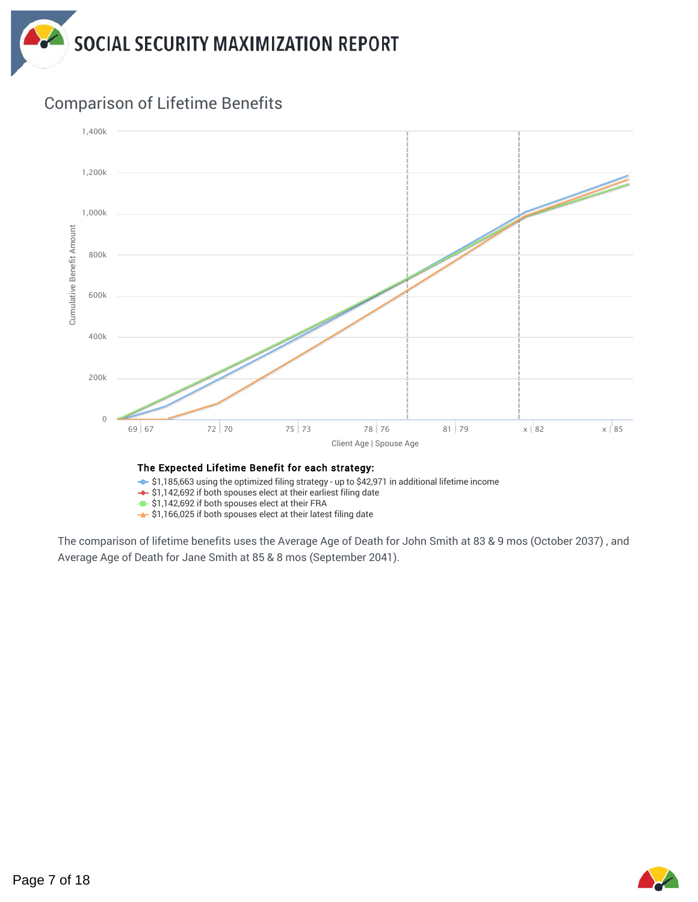## Comparison of Lifetime Benefits

**The Expected Lifetime Benefit for each strategy:**

- $1,185,663 using the optimized filing strategy - up to $42,971 in additional lifetime income
- $1,142,692 if both spouses elect at their earliest filing date
- $1,142,692 if both spouses elect at their FRA
- $1,166,025 if both spouses elect at their latest filing date

The comparison of lifetime benefits uses the Average Age of Death for John Smith at 83 & 9 mos (October 2037) , and Average Age of Death for Jane Smith at 85 & 8 mos (September 2041).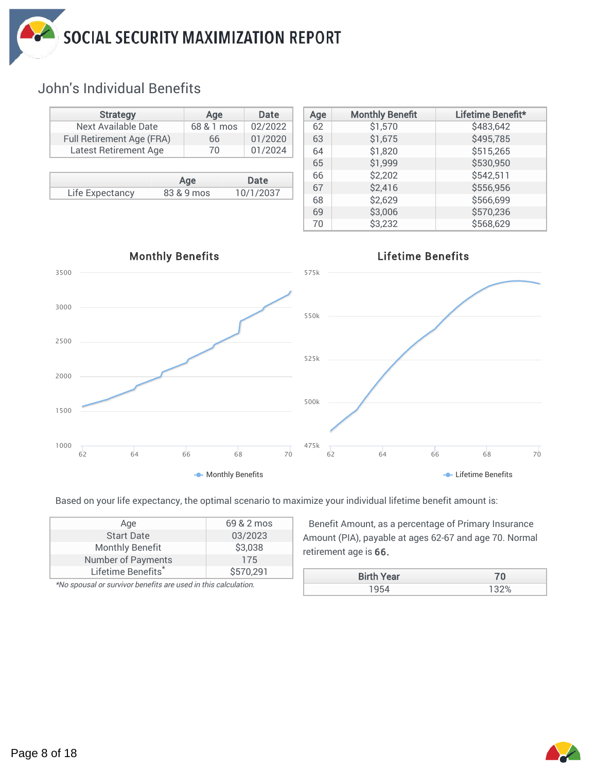# SOCIAL SECURITY MAXIMIZATION REPORT

## John's Individual Benefits

| Strategy | Age | Date |
|---|---|---|
| Next Available Date | 68 & 1 mos | 02/2022 |
| Full Retirement Age (FRA) | 66 | 01/2020 |
| Latest Retirement Age | 70 | 01/2024 |

| | Age | Date |
|---|---|---|
| Life Expectancy | 83 & 9 mos | 10/1/2037 |

| Age | Monthly Benefit | Lifetime Benefit* |
|---|---|---|
| 62 | $1,570 | $483,642 |
| 63 | $1,675 | $495,785 |
| 64 | $1,820 | $515,265 |
| 65 | $1,999 | $530,950 |
| 66 | $2,202 | $542,511 |
| 67 | $2,416 | $556,956 |
| 68 | $2,629 | $566,699 |
| 69 | $3,006 | $570,236 |
| 70 | $3,232 | $568,629 |

### Monthly Benefits

### Lifetime Benefits

Based on your life expectancy, the optimal scenario to maximize your individual lifetime benefit amount is:

| | |
|---|---|
| Age | 69 & 2 mos |
| Start Date | 03/2023 |
| Monthly Benefit | $3,038 |
| Number of Payments | 175 |
| Lifetime Benefits* | $570,291 |

*No spousal or survivor benefits are used in this calculation.*

Benefit Amount, as a percentage of Primary Insurance Amount (PIA), payable at ages 62-67 and age 70. Normal retirement age is **66.**

| Birth Year | 70 |
|---|---|
| 1954 | 132% |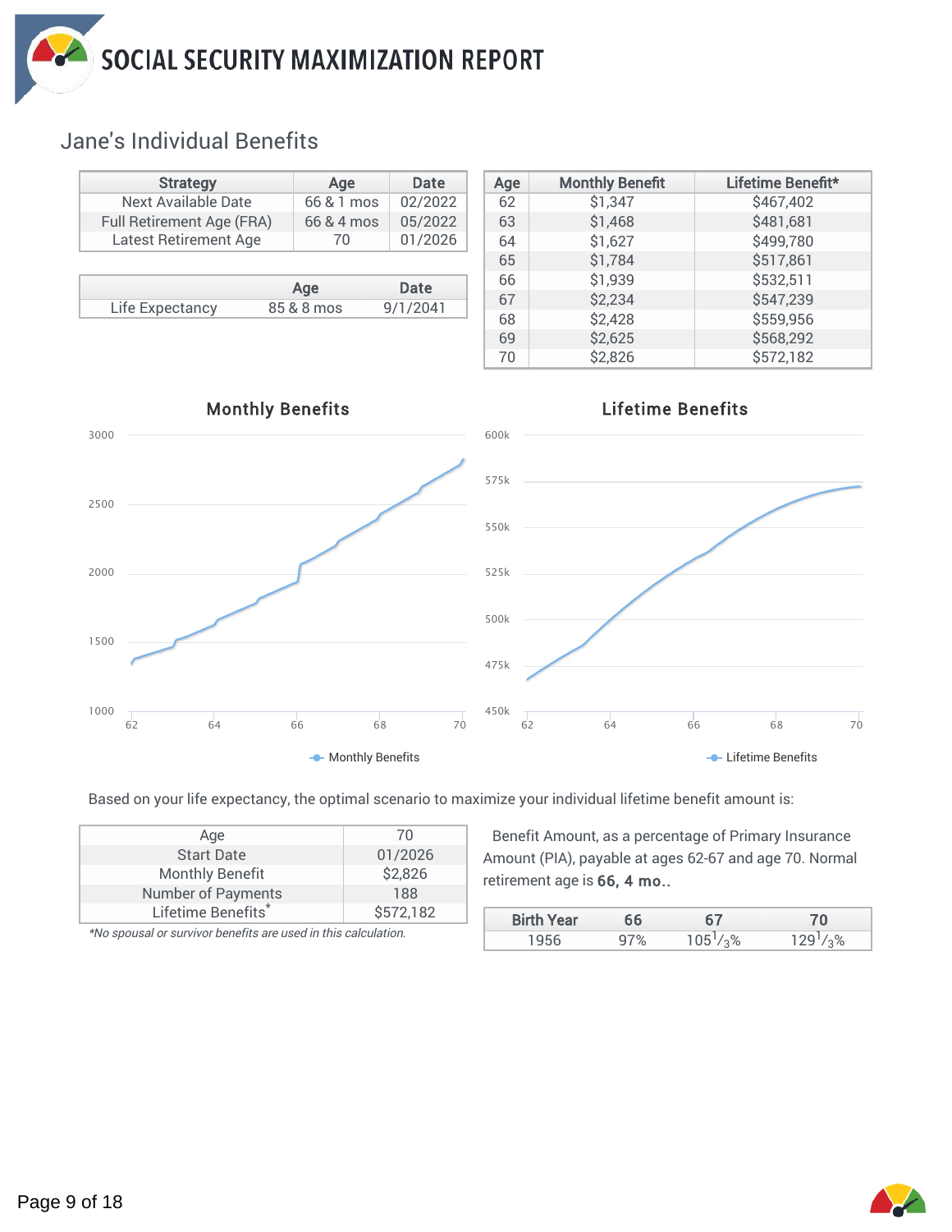# SOCIAL SECURITY MAXIMIZATION REPORT

## Jane's Individual Benefits

| Strategy | Age | Date |
|---|---|---|
| Next Available Date | 66 & 1 mos | 02/2022 |
| Full Retirement Age (FRA) | 66 & 4 mos | 05/2022 |
| Latest Retirement Age | 70 | 01/2026 |

| | Age | Date |
|---|---|---|
| Life Expectancy | 85 & 8 mos | 9/1/2041 |

| Age | Monthly Benefit | Lifetime Benefit* |
|---|---|---|
| 62 | $1,347 | $467,402 |
| 63 | $1,468 | $481,681 |
| 64 | $1,627 | $499,780 |
| 65 | $1,784 | $517,861 |
| 66 | $1,939 | $532,511 |
| 67 | $2,234 | $547,239 |
| 68 | $2,428 | $559,956 |
| 69 | $2,625 | $568,292 |
| 70 | $2,826 | $572,182 |

**Monthly Benefits**

**Lifetime Benefits**

Based on your life expectancy, the optimal scenario to maximize your individual lifetime benefit amount is:

| | |
|---|---|
| Age | 70 |
| Start Date | 01/2026 |
| Monthly Benefit | $2,826 |
| Number of Payments | 188 |
| Lifetime Benefits* | $572,182 |

*No spousal or survivor benefits are used in this calculation.*

Benefit Amount, as a percentage of Primary Insurance Amount (PIA), payable at ages 62-67 and age 70. Normal retirement age is **66, 4 mo..**

| Birth Year | 66 | 67 | 70 |
|---|---|---|---|
| 1956 | 97% | $105\frac{1}{3}$% | $129\frac{1}{3}$% |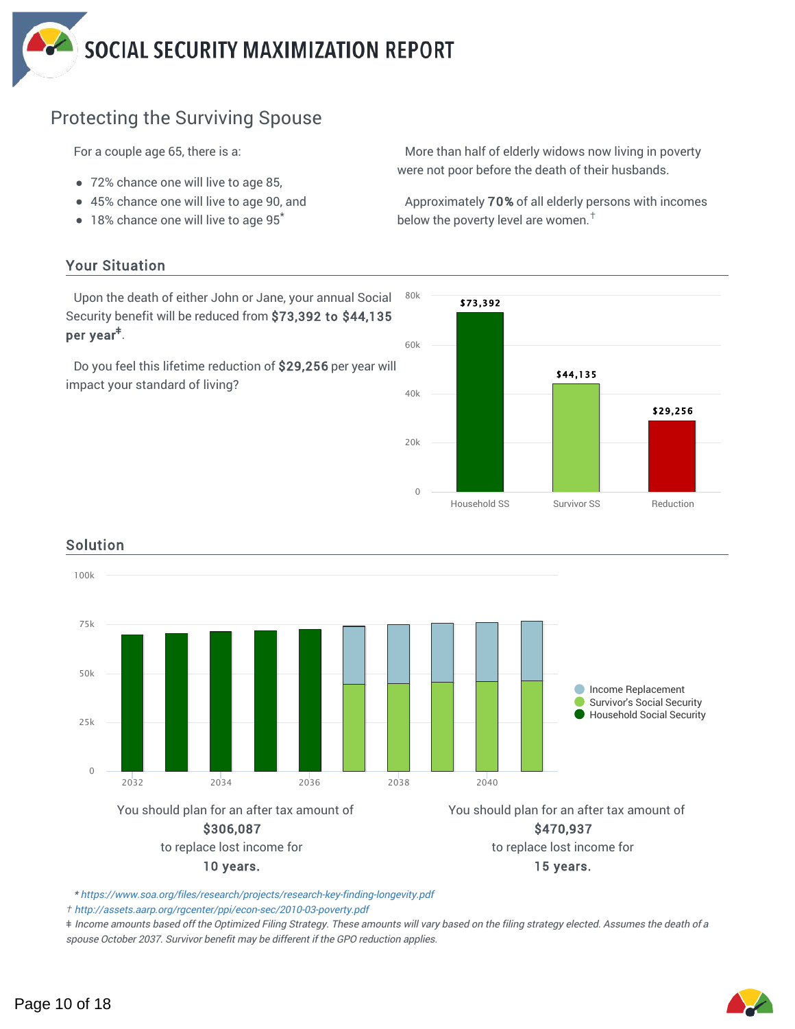# SOCIAL SECURITY MAXIMIZATION REPORT

## Protecting the Surviving Spouse

For a couple age 65, there is a:

- 72% chance one will live to age 85,
- 45% chance one will live to age 90, and
- 18% chance one will live to age 95*

More than half of elderly widows now living in poverty were not poor before the death of their husbands.

Approximately **70%** of all elderly persons with incomes below the poverty level are women.†

### Your Situation

Upon the death of either John or Jane, your annual Social Security benefit will be reduced from **$73,392 to $44,135 per year‡**.

Do you feel this lifetime reduction of **$29,256** per year will impact your standard of living?

| | Household SS | Survivor SS | Reduction |
|---|---|---|---|
| Amount | $73,392 | $44,135 | $29,256 |

### Solution

You should plan for an after tax amount of **$306,087** to replace lost income for **10 years.**

You should plan for an after tax amount of **$470,937** to replace lost income for **15 years.**

*\* https://www.soa.org/files/research/projects/research-key-finding-longevity.pdf*

*† http://assets.aarp.org/rgcenter/ppi/econ-sec/2010-03-poverty.pdf*

*‡ Income amounts based off the Optimized Filing Strategy. These amounts will vary based on the filing strategy elected. Assumes the death of a spouse October 2037. Survivor benefit may be different if the GPO reduction applies.*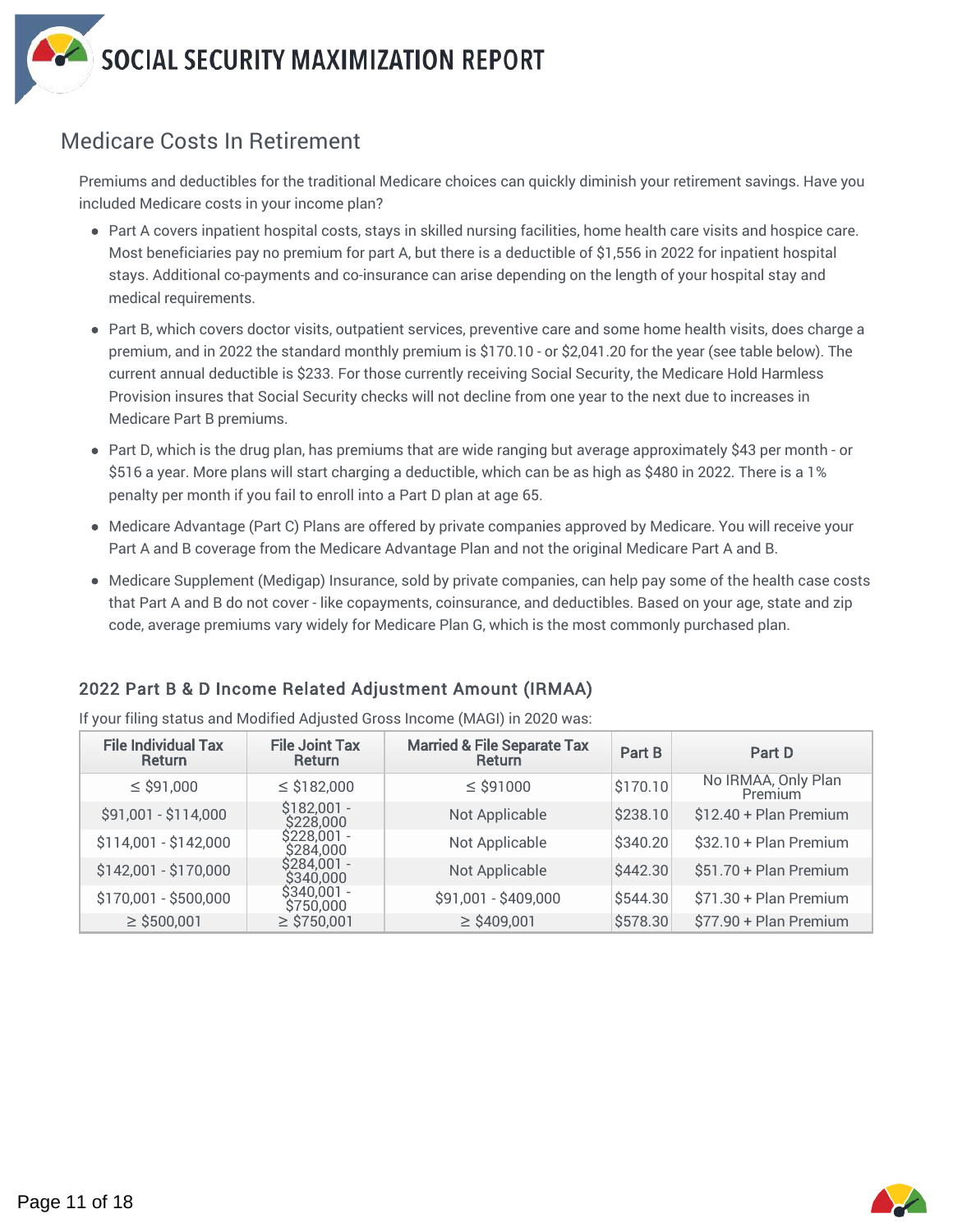# SOCIAL SECURITY MAXIMIZATION REPORT

## Medicare Costs In Retirement

Premiums and deductibles for the traditional Medicare choices can quickly diminish your retirement savings. Have you included Medicare costs in your income plan?

- Part A covers inpatient hospital costs, stays in skilled nursing facilities, home health care visits and hospice care. Most beneficiaries pay no premium for part A, but there is a deductible of $1,556 in 2022 for inpatient hospital stays. Additional co-payments and co-insurance can arise depending on the length of your hospital stay and medical requirements.
- Part B, which covers doctor visits, outpatient services, preventive care and some home health visits, does charge a premium, and in 2022 the standard monthly premium is $170.10 - or $2,041.20 for the year (see table below). The current annual deductible is $233. For those currently receiving Social Security, the Medicare Hold Harmless Provision insures that Social Security checks will not decline from one year to the next due to increases in Medicare Part B premiums.
- Part D, which is the drug plan, has premiums that are wide ranging but average approximately $43 per month - or $516 a year. More plans will start charging a deductible, which can be as high as $480 in 2022. There is a 1% penalty per month if you fail to enroll into a Part D plan at age 65.
- Medicare Advantage (Part C) Plans are offered by private companies approved by Medicare. You will receive your Part A and B coverage from the Medicare Advantage Plan and not the original Medicare Part A and B.
- Medicare Supplement (Medigap) Insurance, sold by private companies, can help pay some of the health case costs that Part A and B do not cover - like copayments, coinsurance, and deductibles. Based on your age, state and zip code, average premiums vary widely for Medicare Plan G, which is the most commonly purchased plan.

### 2022 Part B & D Income Related Adjustment Amount (IRMAA)

If your filing status and Modified Adjusted Gross Income (MAGI) in 2020 was:

| File Individual Tax Return | File Joint Tax Return | Married & File Separate Tax Return | Part B | Part D |
|---|---|---|---|---|
| ≤ $91,000 | ≤ $182,000 | ≤ $91000 | $170.10 | No IRMAA, Only Plan Premium |
| $91,001 - $114,000 | $182,001 - $228,000 | Not Applicable | $238.10 | $12.40 + Plan Premium |
| $114,001 - $142,000 | $228,001 - $284,000 | Not Applicable | $340.20 | $32.10 + Plan Premium |
| $142,001 - $170,000 | $284,001 - $340,000 | Not Applicable | $442.30 | $51.70 + Plan Premium |
| $170,001 - $500,000 | $340,001 - $750,000 | $91,001 - $409,000 | $544.30 | $71.30 + Plan Premium |
| ≥ $500,001 | ≥ $750,001 | ≥ $409,001 | $578.30 | $77.90 + Plan Premium |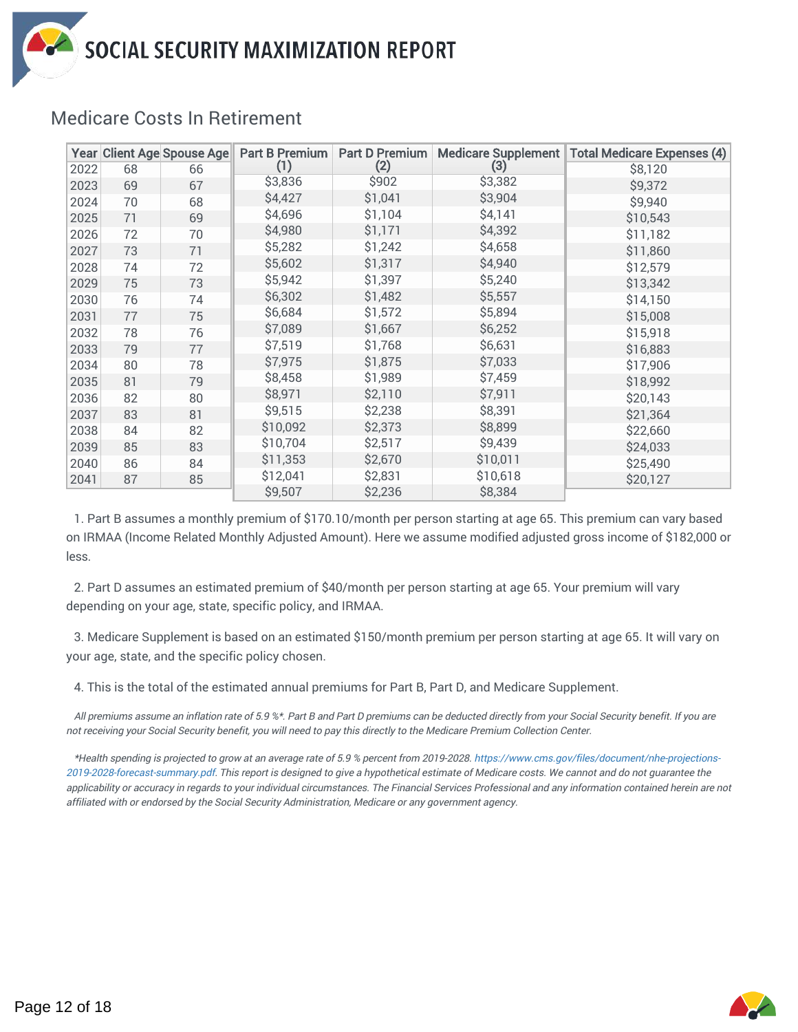## Medicare Costs In Retirement

| Year | Client Age | Spouse Age | Part B Premium (1) | Part D Premium (2) | Medicare Supplement (3) | Total Medicare Expenses (4) |
|---|---|---|---|---|---|---|
| 2022 | 68 | 66 | $3,836 | $902 | $3,382 | $8,120 |
| 2023 | 69 | 67 | $4,427 | $1,041 | $3,904 | $9,372 |
| 2024 | 70 | 68 | $4,696 | $1,104 | $4,141 | $9,940 |
| 2025 | 71 | 69 | $4,980 | $1,171 | $4,392 | $10,543 |
| 2026 | 72 | 70 | $5,282 | $1,242 | $4,658 | $11,182 |
| 2027 | 73 | 71 | $5,602 | $1,317 | $4,940 | $11,860 |
| 2028 | 74 | 72 | $5,942 | $1,397 | $5,240 | $12,579 |
| 2029 | 75 | 73 | $6,302 | $1,482 | $5,557 | $13,342 |
| 2030 | 76 | 74 | $6,684 | $1,572 | $5,894 | $14,150 |
| 2031 | 77 | 75 | $7,089 | $1,667 | $6,252 | $15,008 |
| 2032 | 78 | 76 | $7,519 | $1,768 | $6,631 | $15,918 |
| 2033 | 79 | 77 | $7,975 | $1,875 | $7,033 | $16,883 |
| 2034 | 80 | 78 | $8,458 | $1,989 | $7,459 | $17,906 |
| 2035 | 81 | 79 | $8,971 | $2,110 | $7,911 | $18,992 |
| 2036 | 82 | 80 | $9,515 | $2,238 | $8,391 | $20,143 |
| 2037 | 83 | 81 | $10,092 | $2,373 | $8,899 | $21,364 |
| 2038 | 84 | 82 | $10,704 | $2,517 | $9,439 | $22,660 |
| 2039 | 85 | 83 | $11,353 | $2,670 | $10,011 | $24,033 |
| 2040 | 86 | 84 | $12,041 | $2,831 | $10,618 | $25,490 |
| 2041 | 87 | 85 | $9,507 | $2,236 | $8,384 | $20,127 |

1. Part B assumes a monthly premium of $170.10/month per person starting at age 65. This premium can vary based on IRMAA (Income Related Monthly Adjusted Amount). Here we assume modified adjusted gross income of $182,000 or less.

2. Part D assumes an estimated premium of $40/month per person starting at age 65. Your premium will vary depending on your age, state, specific policy, and IRMAA.

3. Medicare Supplement is based on an estimated $150/month premium per person starting at age 65. It will vary on your age, state, and the specific policy chosen.

4. This is the total of the estimated annual premiums for Part B, Part D, and Medicare Supplement.

*All premiums assume an inflation rate of 5.9 %*. Part B and Part D premiums can be deducted directly from your Social Security benefit. If you are not receiving your Social Security benefit, you will need to pay this directly to the Medicare Premium Collection Center.*

**Health spending is projected to grow at an average rate of 5.9 % percent from 2019-2028. https://www.cms.gov/files/document/nhe-projections-2019-2028-forecast-summary.pdf. This report is designed to give a hypothetical estimate of Medicare costs. We cannot and do not guarantee the applicability or accuracy in regards to your individual circumstances. The Financial Services Professional and any information contained herein are not affiliated with or endorsed by the Social Security Administration, Medicare or any government agency.*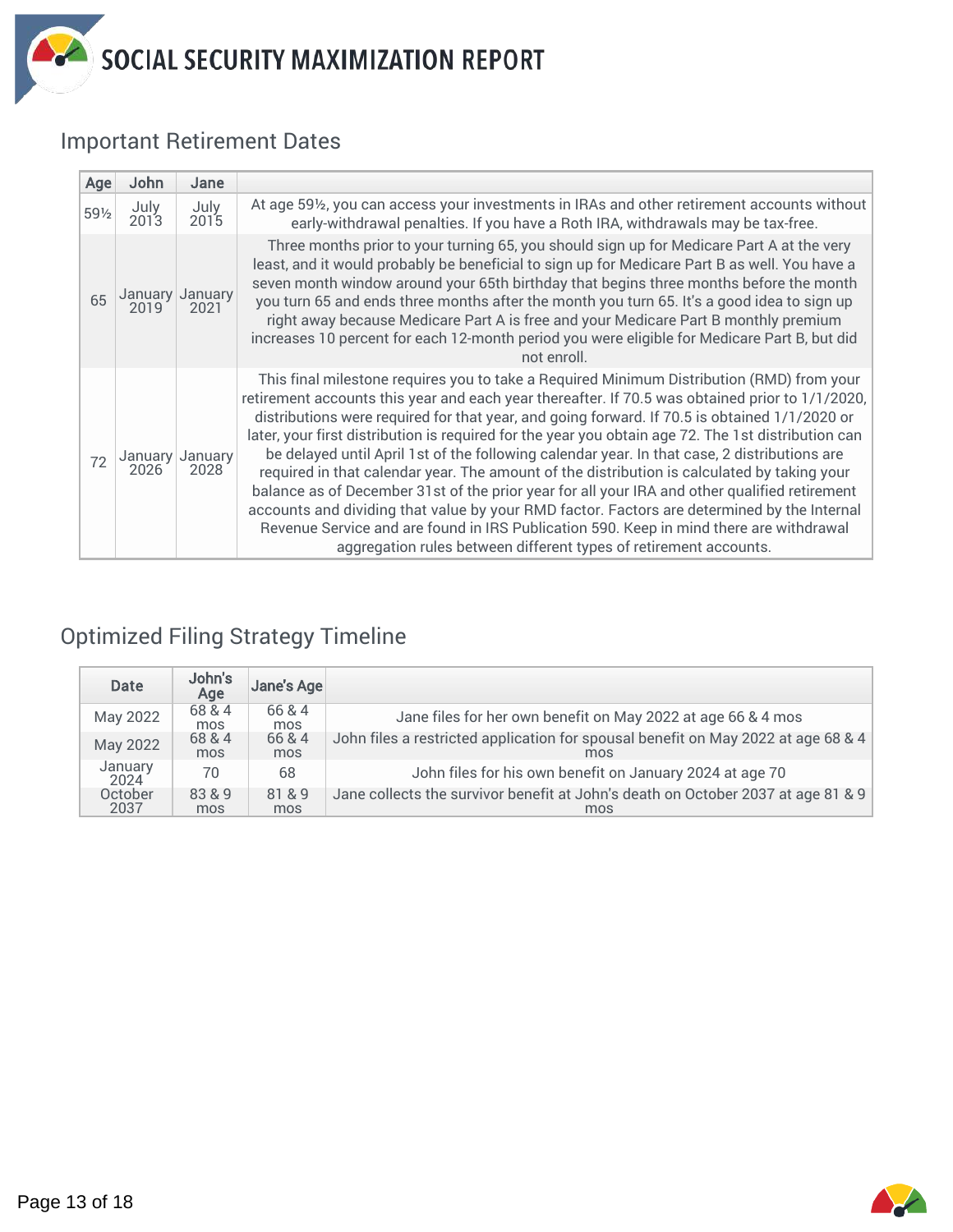# SOCIAL SECURITY MAXIMIZATION REPORT

## Important Retirement Dates

| Age | John | Jane | |
|---|---|---|---|
| 59½ | July 2013 | July 2015 | At age 59½, you can access your investments in IRAs and other retirement accounts without early-withdrawal penalties. If you have a Roth IRA, withdrawals may be tax-free. |
| 65 | January 2019 | January 2021 | Three months prior to your turning 65, you should sign up for Medicare Part A at the very least, and it would probably be beneficial to sign up for Medicare Part B as well. You have a seven month window around your 65th birthday that begins three months before the month you turn 65 and ends three months after the month you turn 65. It's a good idea to sign up right away because Medicare Part A is free and your Medicare Part B monthly premium increases 10 percent for each 12-month period you were eligible for Medicare Part B, but did not enroll. |
| 72 | January 2026 | January 2028 | This final milestone requires you to take a Required Minimum Distribution (RMD) from your retirement accounts this year and each year thereafter. If 70.5 was obtained prior to 1/1/2020, distributions were required for that year, and going forward. If 70.5 is obtained 1/1/2020 or later, your first distribution is required for the year you obtain age 72. The 1st distribution can be delayed until April 1st of the following calendar year. In that case, 2 distributions are required in that calendar year. The amount of the distribution is calculated by taking your balance as of December 31st of the prior year for all your IRA and other qualified retirement accounts and dividing that value by your RMD factor. Factors are determined by the Internal Revenue Service and are found in IRS Publication 590. Keep in mind there are withdrawal aggregation rules between different types of retirement accounts. |

## Optimized Filing Strategy Timeline

| Date | John's Age | Jane's Age | |
|---|---|---|---|
| May 2022 | 68 & 4 mos | 66 & 4 mos | Jane files for her own benefit on May 2022 at age 66 & 4 mos |
| May 2022 | 68 & 4 mos | 66 & 4 mos | John files a restricted application for spousal benefit on May 2022 at age 68 & 4 mos |
| January 2024 | 70 | 68 | John files for his own benefit on January 2024 at age 70 |
| October 2037 | 83 & 9 mos | 81 & 9 mos | Jane collects the survivor benefit at John's death on October 2037 at age 81 & 9 mos |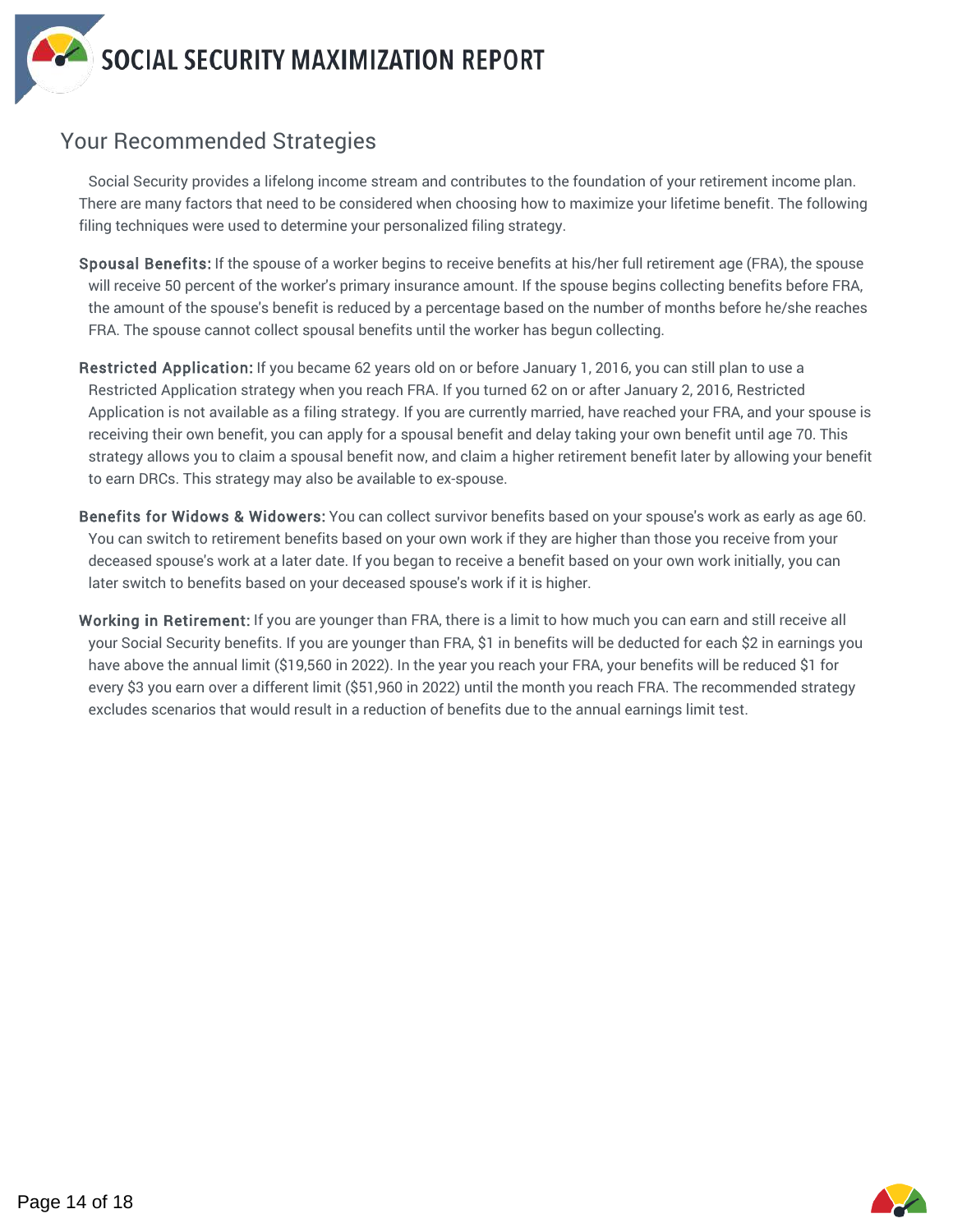# SOCIAL SECURITY MAXIMIZATION REPORT

## Your Recommended Strategies

Social Security provides a lifelong income stream and contributes to the foundation of your retirement income plan. There are many factors that need to be considered when choosing how to maximize your lifetime benefit. The following filing techniques were used to determine your personalized filing strategy.

**Spousal Benefits:** If the spouse of a worker begins to receive benefits at his/her full retirement age (FRA), the spouse will receive 50 percent of the worker's primary insurance amount. If the spouse begins collecting benefits before FRA, the amount of the spouse's benefit is reduced by a percentage based on the number of months before he/she reaches FRA. The spouse cannot collect spousal benefits until the worker has begun collecting.

**Restricted Application:** If you became 62 years old on or before January 1, 2016, you can still plan to use a Restricted Application strategy when you reach FRA. If you turned 62 on or after January 2, 2016, Restricted Application is not available as a filing strategy. If you are currently married, have reached your FRA, and your spouse is receiving their own benefit, you can apply for a spousal benefit and delay taking your own benefit until age 70. This strategy allows you to claim a spousal benefit now, and claim a higher retirement benefit later by allowing your benefit to earn DRCs. This strategy may also be available to ex-spouse.

**Benefits for Widows & Widowers:** You can collect survivor benefits based on your spouse's work as early as age 60. You can switch to retirement benefits based on your own work if they are higher than those you receive from your deceased spouse's work at a later date. If you began to receive a benefit based on your own work initially, you can later switch to benefits based on your deceased spouse's work if it is higher.

**Working in Retirement:** If you are younger than FRA, there is a limit to how much you can earn and still receive all your Social Security benefits. If you are younger than FRA, $1 in benefits will be deducted for each $2 in earnings you have above the annual limit ($19,560 in 2022). In the year you reach your FRA, your benefits will be reduced $1 for every $3 you earn over a different limit ($51,960 in 2022) until the month you reach FRA. The recommended strategy excludes scenarios that would result in a reduction of benefits due to the annual earnings limit test.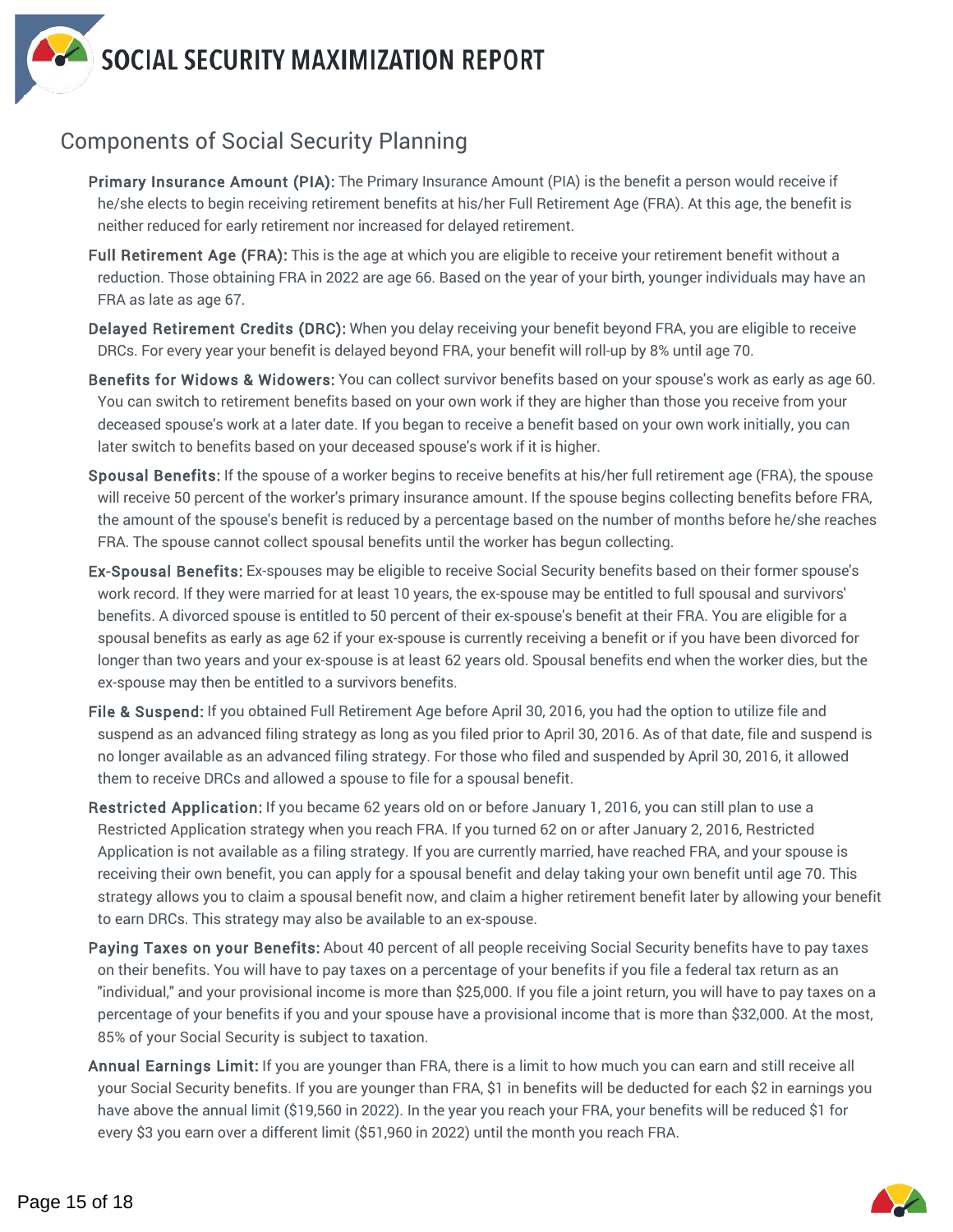## Components of Social Security Planning

**Primary Insurance Amount (PIA):** The Primary Insurance Amount (PIA) is the benefit a person would receive if he/she elects to begin receiving retirement benefits at his/her Full Retirement Age (FRA). At this age, the benefit is neither reduced for early retirement nor increased for delayed retirement.

**Full Retirement Age (FRA):** This is the age at which you are eligible to receive your retirement benefit without a reduction. Those obtaining FRA in 2022 are age 66. Based on the year of your birth, younger individuals may have an FRA as late as age 67.

**Delayed Retirement Credits (DRC):** When you delay receiving your benefit beyond FRA, you are eligible to receive DRCs. For every year your benefit is delayed beyond FRA, your benefit will roll-up by 8% until age 70.

**Benefits for Widows & Widowers:** You can collect survivor benefits based on your spouse's work as early as age 60. You can switch to retirement benefits based on your own work if they are higher than those you receive from your deceased spouse's work at a later date. If you began to receive a benefit based on your own work initially, you can later switch to benefits based on your deceased spouse's work if it is higher.

**Spousal Benefits:** If the spouse of a worker begins to receive benefits at his/her full retirement age (FRA), the spouse will receive 50 percent of the worker's primary insurance amount. If the spouse begins collecting benefits before FRA, the amount of the spouse's benefit is reduced by a percentage based on the number of months before he/she reaches FRA. The spouse cannot collect spousal benefits until the worker has begun collecting.

**Ex-Spousal Benefits:** Ex-spouses may be eligible to receive Social Security benefits based on their former spouse's work record. If they were married for at least 10 years, the ex-spouse may be entitled to full spousal and survivors' benefits. A divorced spouse is entitled to 50 percent of their ex-spouse's benefit at their FRA. You are eligible for a spousal benefits as early as age 62 if your ex-spouse is currently receiving a benefit or if you have been divorced for longer than two years and your ex-spouse is at least 62 years old. Spousal benefits end when the worker dies, but the ex-spouse may then be entitled to a survivors benefits.

**File & Suspend:** If you obtained Full Retirement Age before April 30, 2016, you had the option to utilize file and suspend as an advanced filing strategy as long as you filed prior to April 30, 2016. As of that date, file and suspend is no longer available as an advanced filing strategy. For those who filed and suspended by April 30, 2016, it allowed them to receive DRCs and allowed a spouse to file for a spousal benefit.

**Restricted Application:** If you became 62 years old on or before January 1, 2016, you can still plan to use a Restricted Application strategy when you reach FRA. If you turned 62 on or after January 2, 2016, Restricted Application is not available as a filing strategy. If you are currently married, have reached FRA, and your spouse is receiving their own benefit, you can apply for a spousal benefit and delay taking your own benefit until age 70. This strategy allows you to claim a spousal benefit now, and claim a higher retirement benefit later by allowing your benefit to earn DRCs. This strategy may also be available to an ex-spouse.

**Paying Taxes on your Benefits:** About 40 percent of all people receiving Social Security benefits have to pay taxes on their benefits. You will have to pay taxes on a percentage of your benefits if you file a federal tax return as an "individual," and your provisional income is more than $25,000. If you file a joint return, you will have to pay taxes on a percentage of your benefits if you and your spouse have a provisional income that is more than $32,000. At the most, 85% of your Social Security is subject to taxation.

**Annual Earnings Limit:** If you are younger than FRA, there is a limit to how much you can earn and still receive all your Social Security benefits. If you are younger than FRA, $1 in benefits will be deducted for each $2 in earnings you have above the annual limit ($19,560 in 2022). In the year you reach your FRA, your benefits will be reduced $1 for every $3 you earn over a different limit ($51,960 in 2022) until the month you reach FRA.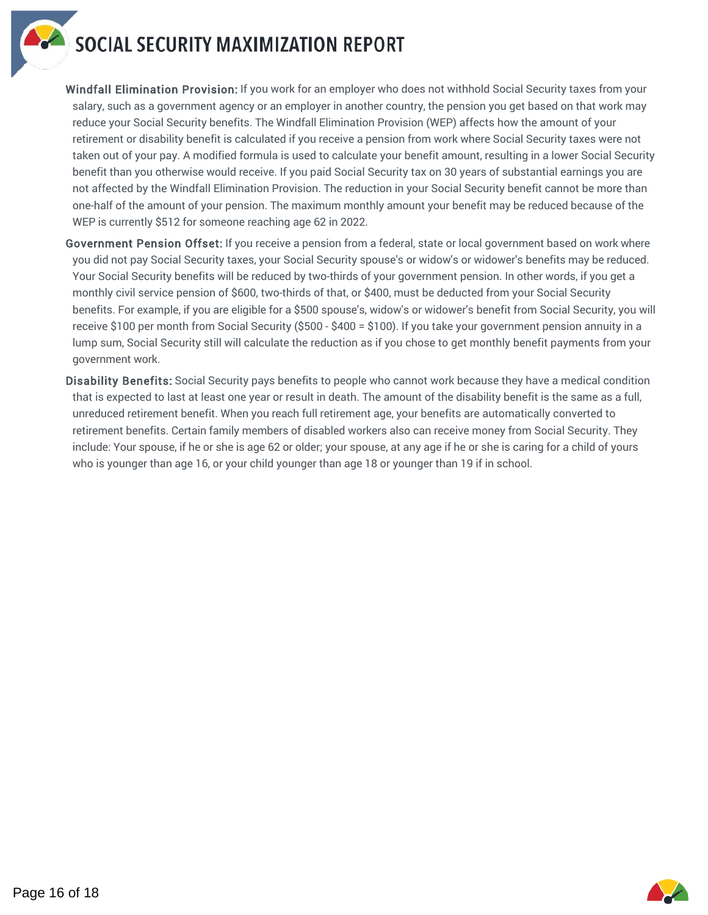**Windfall Elimination Provision:** If you work for an employer who does not withhold Social Security taxes from your salary, such as a government agency or an employer in another country, the pension you get based on that work may reduce your Social Security benefits. The Windfall Elimination Provision (WEP) affects how the amount of your retirement or disability benefit is calculated if you receive a pension from work where Social Security taxes were not taken out of your pay. A modified formula is used to calculate your benefit amount, resulting in a lower Social Security benefit than you otherwise would receive. If you paid Social Security tax on 30 years of substantial earnings you are not affected by the Windfall Elimination Provision. The reduction in your Social Security benefit cannot be more than one-half of the amount of your pension. The maximum monthly amount your benefit may be reduced because of the WEP is currently $512 for someone reaching age 62 in 2022.

**Government Pension Offset:** If you receive a pension from a federal, state or local government based on work where you did not pay Social Security taxes, your Social Security spouse's or widow's or widower's benefits may be reduced. Your Social Security benefits will be reduced by two-thirds of your government pension. In other words, if you get a monthly civil service pension of $600, two-thirds of that, or $400, must be deducted from your Social Security benefits. For example, if you are eligible for a $500 spouse's, widow's or widower's benefit from Social Security, you will receive $100 per month from Social Security ($500 - $400 = $100). If you take your government pension annuity in a lump sum, Social Security still will calculate the reduction as if you chose to get monthly benefit payments from your government work.

**Disability Benefits:** Social Security pays benefits to people who cannot work because they have a medical condition that is expected to last at least one year or result in death. The amount of the disability benefit is the same as a full, unreduced retirement benefit. When you reach full retirement age, your benefits are automatically converted to retirement benefits. Certain family members of disabled workers also can receive money from Social Security. They include: Your spouse, if he or she is age 62 or older; your spouse, at any age if he or she is caring for a child of yours who is younger than age 16, or your child younger than age 18 or younger than 19 if in school.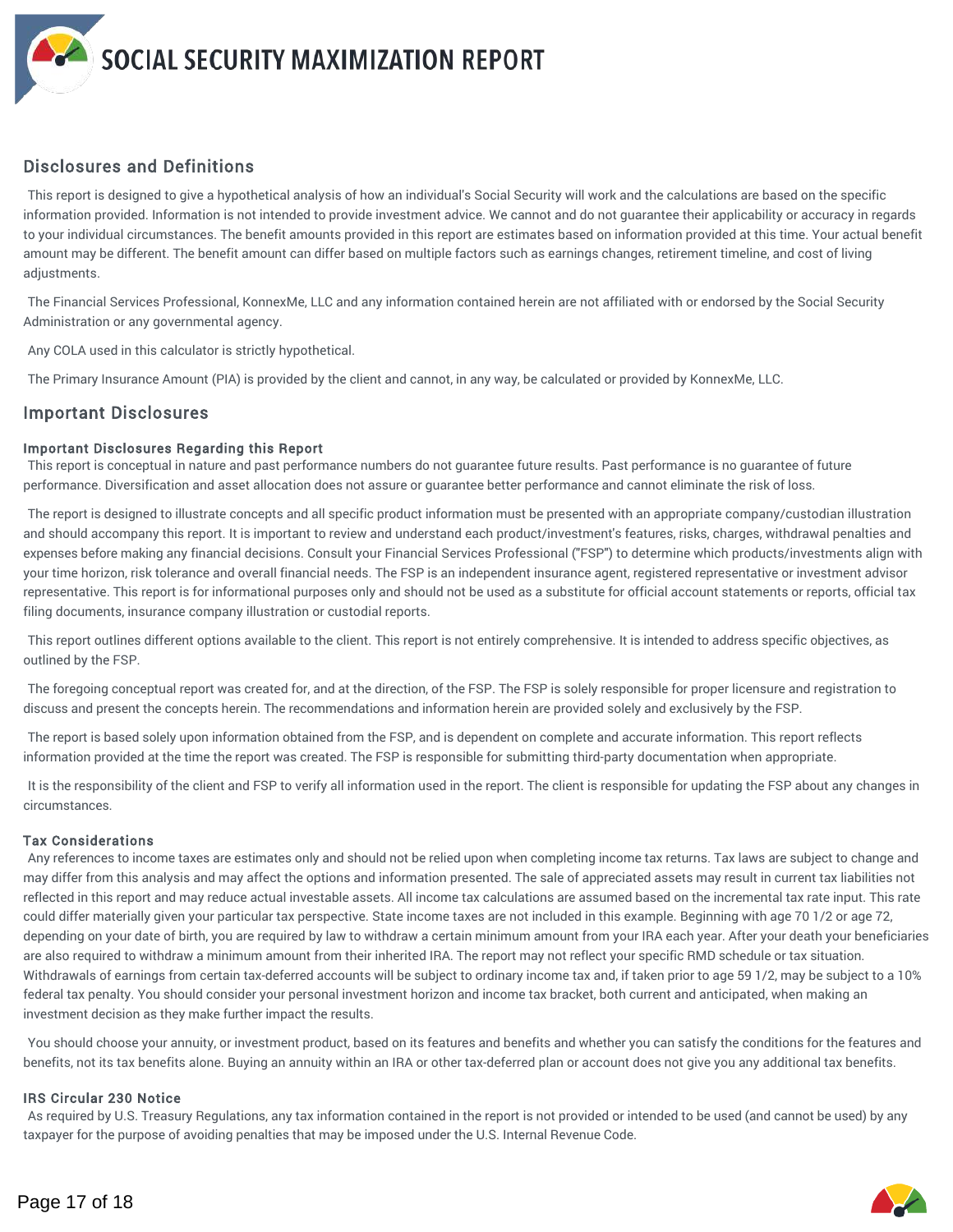## Disclosures and Definitions

This report is designed to give a hypothetical analysis of how an individual's Social Security will work and the calculations are based on the specific information provided. Information is not intended to provide investment advice. We cannot and do not guarantee their applicability or accuracy in regards to your individual circumstances. The benefit amounts provided in this report are estimates based on information provided at this time. Your actual benefit amount may be different. The benefit amount can differ based on multiple factors such as earnings changes, retirement timeline, and cost of living adjustments.

The Financial Services Professional, KonnexMe, LLC and any information contained herein are not affiliated with or endorsed by the Social Security Administration or any governmental agency.

Any COLA used in this calculator is strictly hypothetical.

The Primary Insurance Amount (PIA) is provided by the client and cannot, in any way, be calculated or provided by KonnexMe, LLC.

## Important Disclosures

#### Important Disclosures Regarding this Report

This report is conceptual in nature and past performance numbers do not guarantee future results. Past performance is no guarantee of future performance. Diversification and asset allocation does not assure or guarantee better performance and cannot eliminate the risk of loss.

The report is designed to illustrate concepts and all specific product information must be presented with an appropriate company/custodian illustration and should accompany this report. It is important to review and understand each product/investment's features, risks, charges, withdrawal penalties and expenses before making any financial decisions. Consult your Financial Services Professional ("FSP") to determine which products/investments align with your time horizon, risk tolerance and overall financial needs. The FSP is an independent insurance agent, registered representative or investment advisor representative. This report is for informational purposes only and should not be used as a substitute for official account statements or reports, official tax filing documents, insurance company illustration or custodial reports.

This report outlines different options available to the client. This report is not entirely comprehensive. It is intended to address specific objectives, as outlined by the FSP.

The foregoing conceptual report was created for, and at the direction, of the FSP. The FSP is solely responsible for proper licensure and registration to discuss and present the concepts herein. The recommendations and information herein are provided solely and exclusively by the FSP.

The report is based solely upon information obtained from the FSP, and is dependent on complete and accurate information. This report reflects information provided at the time the report was created. The FSP is responsible for submitting third-party documentation when appropriate.

It is the responsibility of the client and FSP to verify all information used in the report. The client is responsible for updating the FSP about any changes in circumstances.

#### Tax Considerations

Any references to income taxes are estimates only and should not be relied upon when completing income tax returns. Tax laws are subject to change and may differ from this analysis and may affect the options and information presented. The sale of appreciated assets may result in current tax liabilities not reflected in this report and may reduce actual investable assets. All income tax calculations are assumed based on the incremental tax rate input. This rate could differ materially given your particular tax perspective. State income taxes are not included in this example. Beginning with age 70 1/2 or age 72, depending on your date of birth, you are required by law to withdraw a certain minimum amount from your IRA each year. After your death your beneficiaries are also required to withdraw a minimum amount from their inherited IRA. The report may not reflect your specific RMD schedule or tax situation. Withdrawals of earnings from certain tax-deferred accounts will be subject to ordinary income tax and, if taken prior to age 59 1/2, may be subject to a 10% federal tax penalty. You should consider your personal investment horizon and income tax bracket, both current and anticipated, when making an investment decision as they make further impact the results.

You should choose your annuity, or investment product, based on its features and benefits and whether you can satisfy the conditions for the features and benefits, not its tax benefits alone. Buying an annuity within an IRA or other tax-deferred plan or account does not give you any additional tax benefits.

#### IRS Circular 230 Notice

As required by U.S. Treasury Regulations, any tax information contained in the report is not provided or intended to be used (and cannot be used) by any taxpayer for the purpose of avoiding penalties that may be imposed under the U.S. Internal Revenue Code.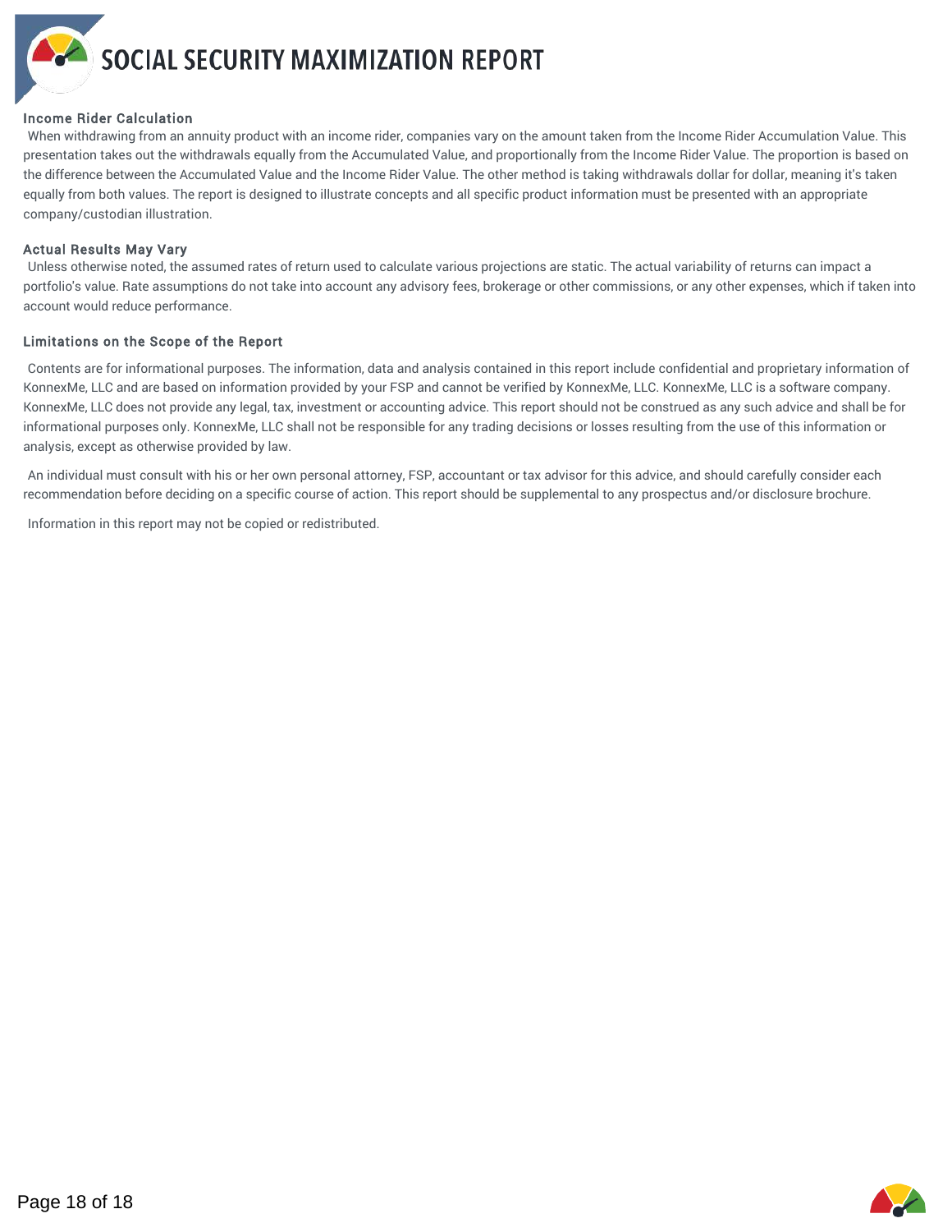## Income Rider Calculation

When withdrawing from an annuity product with an income rider, companies vary on the amount taken from the Income Rider Accumulation Value. This presentation takes out the withdrawals equally from the Accumulated Value, and proportionally from the Income Rider Value. The proportion is based on the difference between the Accumulated Value and the Income Rider Value. The other method is taking withdrawals dollar for dollar, meaning it's taken equally from both values. The report is designed to illustrate concepts and all specific product information must be presented with an appropriate company/custodian illustration.

## Actual Results May Vary

Unless otherwise noted, the assumed rates of return used to calculate various projections are static. The actual variability of returns can impact a portfolio's value. Rate assumptions do not take into account any advisory fees, brokerage or other commissions, or any other expenses, which if taken into account would reduce performance.

## Limitations on the Scope of the Report

Contents are for informational purposes. The information, data and analysis contained in this report include confidential and proprietary information of KonnexMe, LLC and are based on information provided by your FSP and cannot be verified by KonnexMe, LLC. KonnexMe, LLC is a software company. KonnexMe, LLC does not provide any legal, tax, investment or accounting advice. This report should not be construed as any such advice and shall be for informational purposes only. KonnexMe, LLC shall not be responsible for any trading decisions or losses resulting from the use of this information or analysis, except as otherwise provided by law.

An individual must consult with his or her own personal attorney, FSP, accountant or tax advisor for this advice, and should carefully consider each recommendation before deciding on a specific course of action. This report should be supplemental to any prospectus and/or disclosure brochure.

Information in this report may not be copied or redistributed.